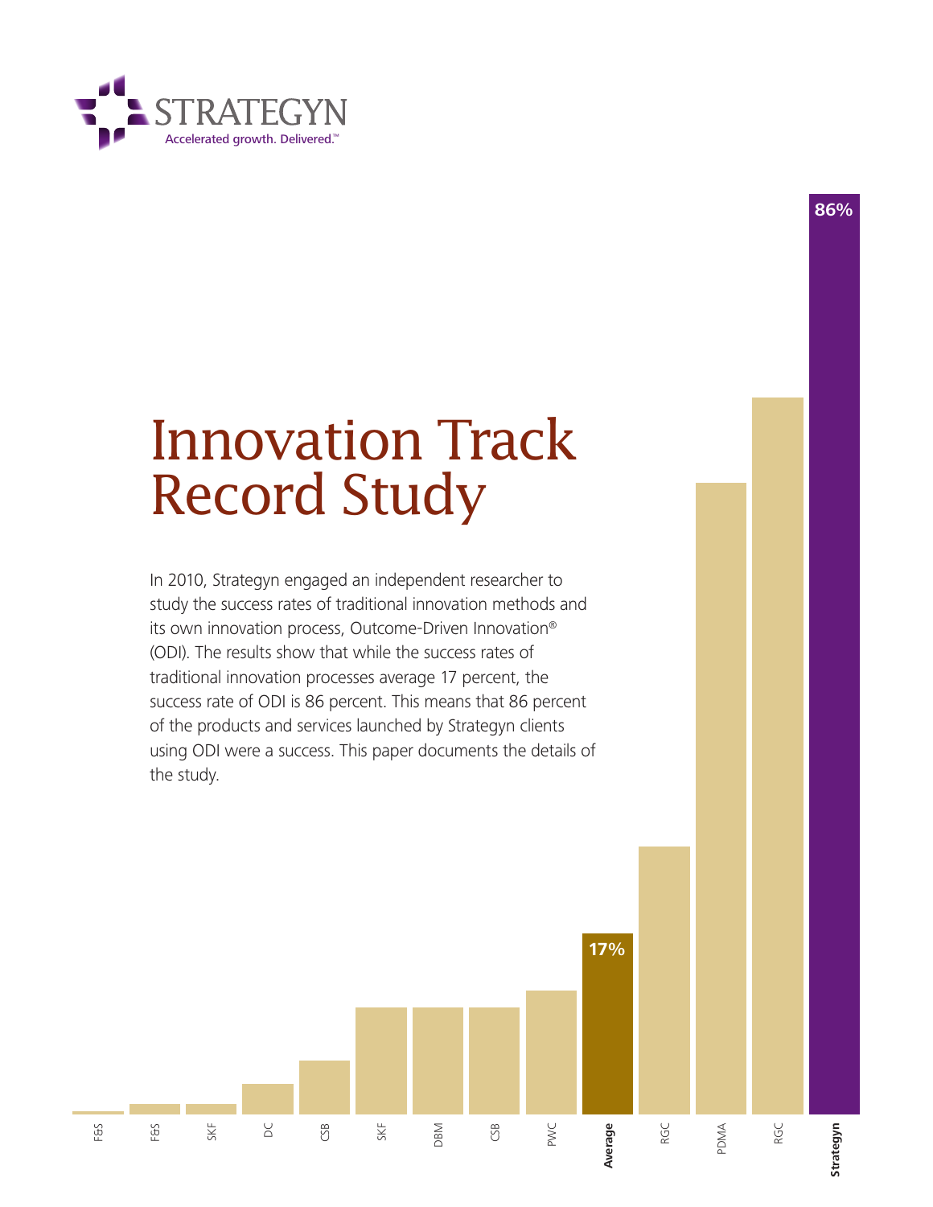STRATEGYN

Accelerated growth. Delivered.™

# Innovation Track Record Study

In 2010, Strategyn engaged an independent researcher to study the success rates of traditional innovation methods and its own innovation process, Outcome-Driven Innovation® (ODI). The results show that while the success rates of traditional innovation processes average 17 percent, the success rate of ODI is 86 percent. This means that 86 percent of the products and services launched by Strategyn clients using ODI were a success. This paper documents the details of the study.

86%

17%

F&S F&S SKF DC CSB SKF DBM CSB PWC **Average** RGC PDMA RGC **Strategyn**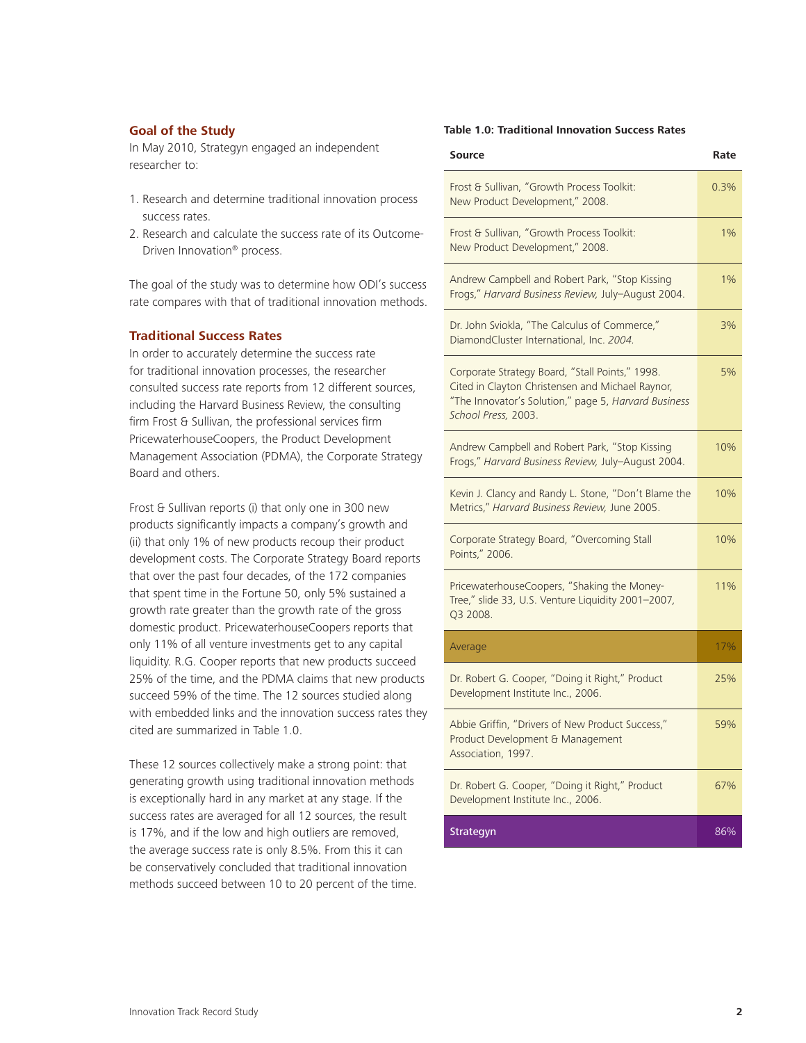## Goal of the Study

In May 2010, Strategyn engaged an independent researcher to:

1. Research and determine traditional innovation process success rates.
2. Research and calculate the success rate of its Outcome-Driven Innovation® process.

The goal of the study was to determine how ODI's success rate compares with that of traditional innovation methods.

## Traditional Success Rates

In order to accurately determine the success rate for traditional innovation processes, the researcher consulted success rate reports from 12 different sources, including the Harvard Business Review, the consulting firm Frost & Sullivan, the professional services firm PricewaterhouseCoopers, the Product Development Management Association (PDMA), the Corporate Strategy Board and others.

Frost & Sullivan reports (i) that only one in 300 new products significantly impacts a company's growth and (ii) that only 1% of new products recoup their product development costs. The Corporate Strategy Board reports that over the past four decades, of the 172 companies that spent time in the Fortune 50, only 5% sustained a growth rate greater than the growth rate of the gross domestic product. PricewaterhouseCoopers reports that only 11% of all venture investments get to any capital liquidity. R.G. Cooper reports that new products succeed 25% of the time, and the PDMA claims that new products succeed 59% of the time. The 12 sources studied along with embedded links and the innovation success rates they cited are summarized in Table 1.0.

These 12 sources collectively make a strong point: that generating growth using traditional innovation methods is exceptionally hard in any market at any stage. If the success rates are averaged for all 12 sources, the result is 17%, and if the low and high outliers are removed, the average success rate is only 8.5%. From this it can be conservatively concluded that traditional innovation methods succeed between 10 to 20 percent of the time.

**Table 1.0: Traditional Innovation Success Rates**

| Source | Rate |
|---|---|
| Frost & Sullivan, "Growth Process Toolkit: New Product Development," 2008. | 0.3% |
| Frost & Sullivan, "Growth Process Toolkit: New Product Development," 2008. | 1% |
| Andrew Campbell and Robert Park, "Stop Kissing Frogs," *Harvard Business Review,* July–August 2004. | 1% |
| Dr. John Sviokla, "The Calculus of Commerce," DiamondCluster International, Inc. *2004.* | 3% |
| Corporate Strategy Board, "Stall Points," 1998. Cited in Clayton Christensen and Michael Raynor, "The Innovator's Solution," page 5, *Harvard Business School Press,* 2003. | 5% |
| Andrew Campbell and Robert Park, "Stop Kissing Frogs," *Harvard Business Review,* July–August 2004. | 10% |
| Kevin J. Clancy and Randy L. Stone, "Don't Blame the Metrics," *Harvard Business Review,* June 2005. | 10% |
| Corporate Strategy Board, "Overcoming Stall Points," 2006. | 10% |
| PricewaterhouseCoopers, "Shaking the Money-Tree," slide 33, U.S. Venture Liquidity 2001–2007, Q3 2008. | 11% |
| Average | 17% |
| Dr. Robert G. Cooper, "Doing it Right," Product Development Institute Inc., 2006. | 25% |
| Abbie Griffin, "Drivers of New Product Success," Product Development & Management Association, 1997. | 59% |
| Dr. Robert G. Cooper, "Doing it Right," Product Development Institute Inc., 2006. | 67% |
| Strategyn | 86% |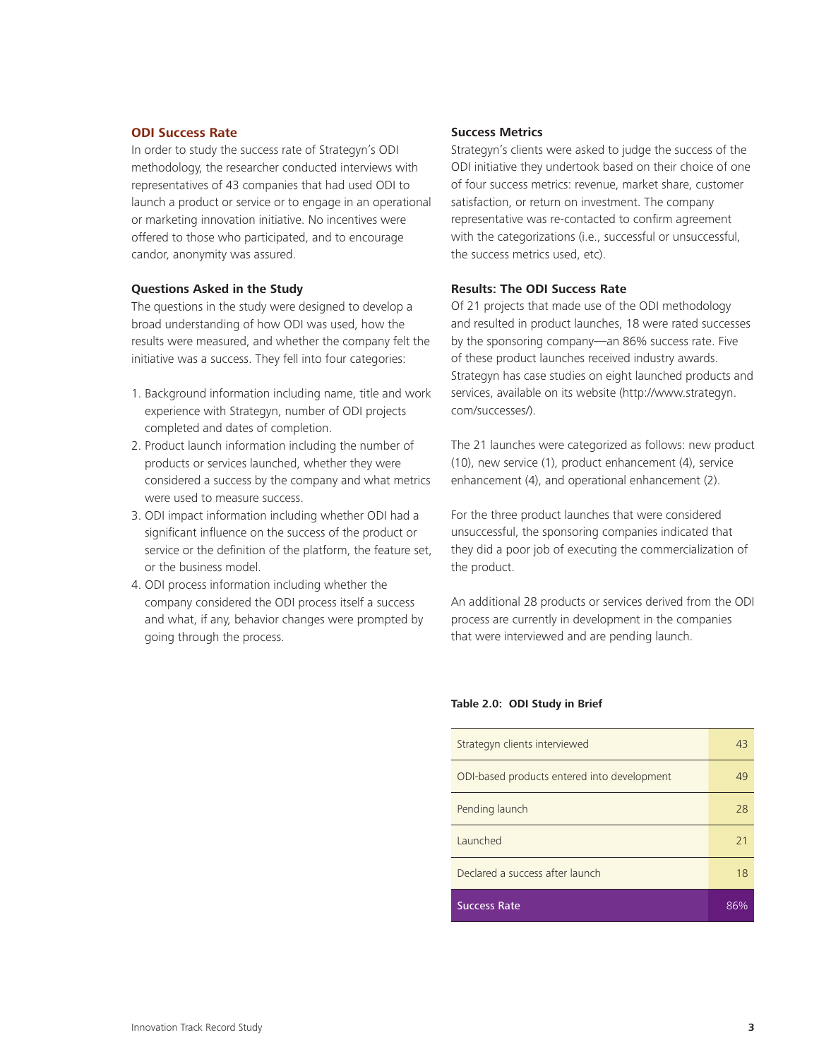## ODI Success Rate

In order to study the success rate of Strategyn's ODI methodology, the researcher conducted interviews with representatives of 43 companies that had used ODI to launch a product or service or to engage in an operational or marketing innovation initiative. No incentives were offered to those who participated, and to encourage candor, anonymity was assured.

### Questions Asked in the Study

The questions in the study were designed to develop a broad understanding of how ODI was used, how the results were measured, and whether the company felt the initiative was a success. They fell into four categories:

1. Background information including name, title and work experience with Strategyn, number of ODI projects completed and dates of completion.
2. Product launch information including the number of products or services launched, whether they were considered a success by the company and what metrics were used to measure success.
3. ODI impact information including whether ODI had a significant influence on the success of the product or service or the definition of the platform, the feature set, or the business model.
4. ODI process information including whether the company considered the ODI process itself a success and what, if any, behavior changes were prompted by going through the process.

### Success Metrics

Strategyn's clients were asked to judge the success of the ODI initiative they undertook based on their choice of one of four success metrics: revenue, market share, customer satisfaction, or return on investment. The company representative was re-contacted to confirm agreement with the categorizations (i.e., successful or unsuccessful, the success metrics used, etc).

### Results: The ODI Success Rate

Of 21 projects that made use of the ODI methodology and resulted in product launches, 18 were rated successes by the sponsoring company—an 86% success rate. Five of these product launches received industry awards. Strategyn has case studies on eight launched products and services, available on its website (http://www.strategyn.com/successes/).

The 21 launches were categorized as follows: new product (10), new service (1), product enhancement (4), service enhancement (4), and operational enhancement (2).

For the three product launches that were considered unsuccessful, the sponsoring companies indicated that they did a poor job of executing the commercialization of the product.

An additional 28 products or services derived from the ODI process are currently in development in the companies that were interviewed and are pending launch.

**Table 2.0: ODI Study in Brief**

| | |
|---|---|
| Strategyn clients interviewed | 43 |
| ODI-based products entered into development | 49 |
| Pending launch | 28 |
| Launched | 21 |
| Declared a success after launch | 18 |
| **Success Rate** | 86% |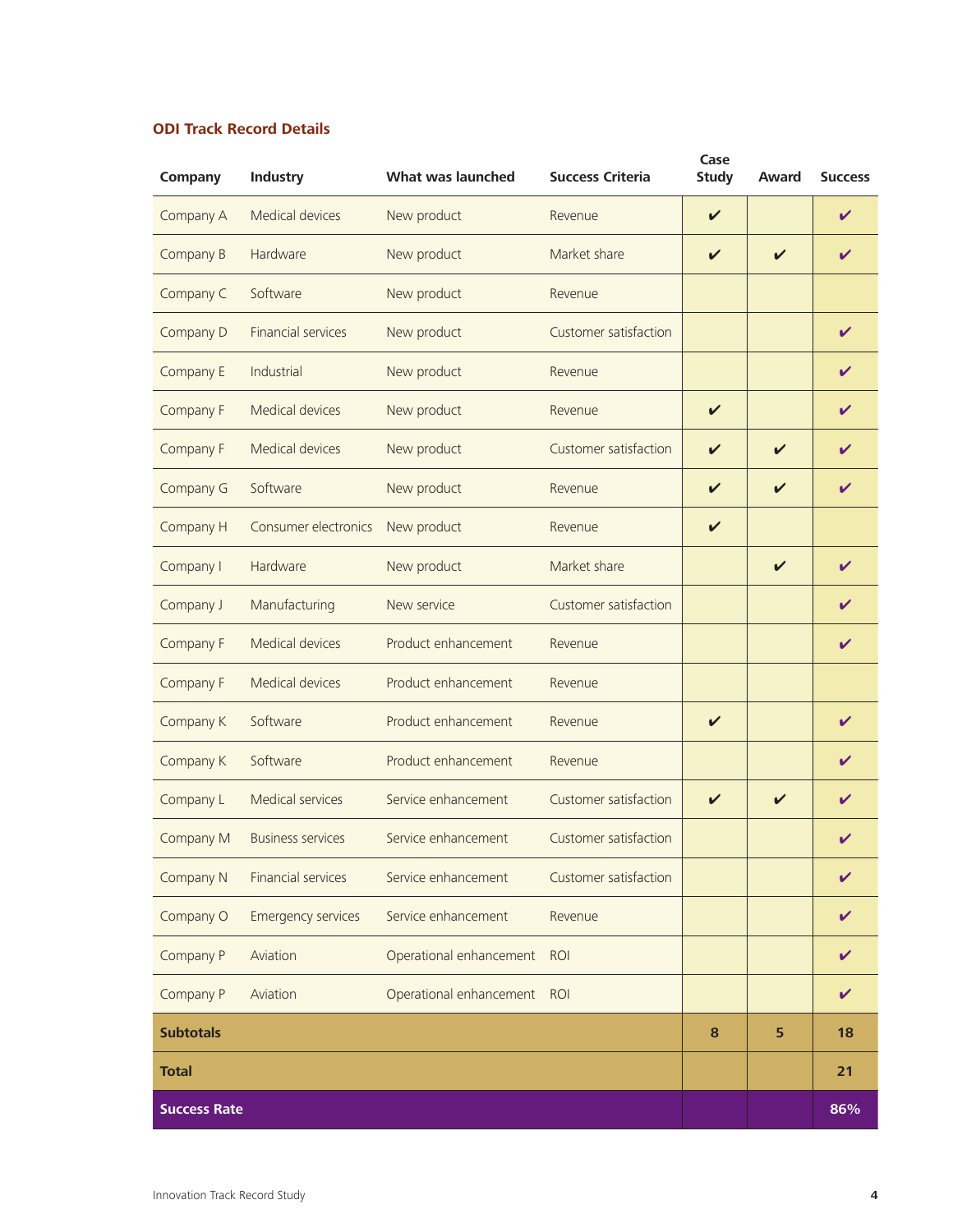## ODI Track Record Details

| Company | Industry | What was launched | Success Criteria | Case Study | Award | Success |
|---|---|---|---|---|---|---|
| Company A | Medical devices | New product | Revenue | ✔ | | ✔ |
| Company B | Hardware | New product | Market share | ✔ | ✔ | ✔ |
| Company C | Software | New product | Revenue | | | |
| Company D | Financial services | New product | Customer satisfaction | | | ✔ |
| Company E | Industrial | New product | Revenue | | | ✔ |
| Company F | Medical devices | New product | Revenue | ✔ | | ✔ |
| Company F | Medical devices | New product | Customer satisfaction | ✔ | ✔ | ✔ |
| Company G | Software | New product | Revenue | ✔ | ✔ | ✔ |
| Company H | Consumer electronics | New product | Revenue | ✔ | | |
| Company I | Hardware | New product | Market share | | ✔ | ✔ |
| Company J | Manufacturing | New service | Customer satisfaction | | | ✔ |
| Company F | Medical devices | Product enhancement | Revenue | | | ✔ |
| Company F | Medical devices | Product enhancement | Revenue | | | |
| Company K | Software | Product enhancement | Revenue | ✔ | | ✔ |
| Company K | Software | Product enhancement | Revenue | | | ✔ |
| Company L | Medical services | Service enhancement | Customer satisfaction | ✔ | ✔ | ✔ |
| Company M | Business services | Service enhancement | Customer satisfaction | | | ✔ |
| Company N | Financial services | Service enhancement | Customer satisfaction | | | ✔ |
| Company O | Emergency services | Service enhancement | Revenue | | | ✔ |
| Company P | Aviation | Operational enhancement | ROI | | | ✔ |
| Company P | Aviation | Operational enhancement | ROI | | | ✔ |
| **Subtotals** | | | | **8** | **5** | **18** |
| **Total** | | | | | | **21** |
| **Success Rate** | | | | | | **86%** |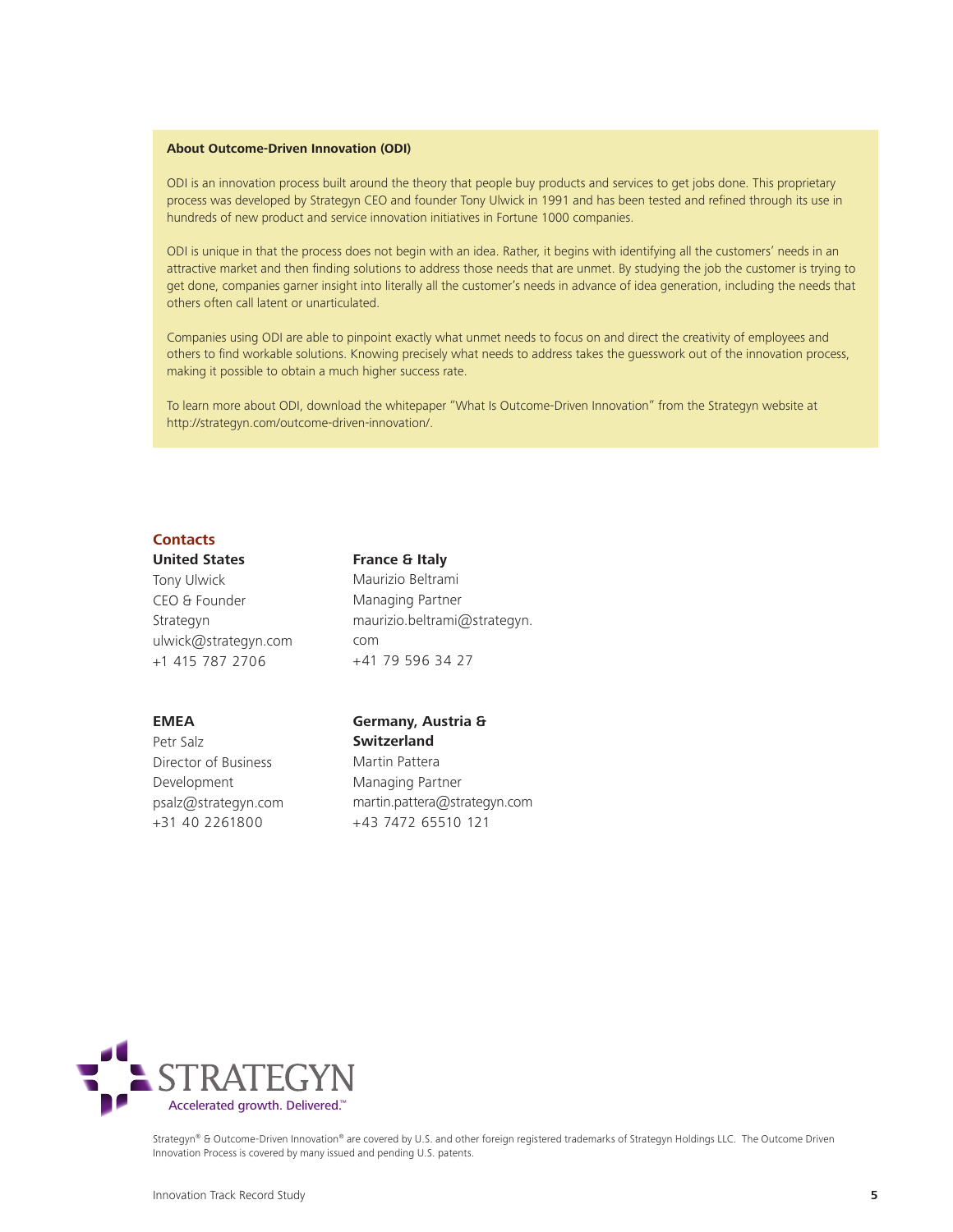### About Outcome-Driven Innovation (ODI)

ODI is an innovation process built around the theory that people buy products and services to get jobs done. This proprietary process was developed by Strategyn CEO and founder Tony Ulwick in 1991 and has been tested and refined through its use in hundreds of new product and service innovation initiatives in Fortune 1000 companies.

ODI is unique in that the process does not begin with an idea. Rather, it begins with identifying all the customers' needs in an attractive market and then finding solutions to address those needs that are unmet. By studying the job the customer is trying to get done, companies garner insight into literally all the customer's needs in advance of idea generation, including the needs that others often call latent or unarticulated.

Companies using ODI are able to pinpoint exactly what unmet needs to focus on and direct the creativity of employees and others to find workable solutions. Knowing precisely what needs to address takes the guesswork out of the innovation process, making it possible to obtain a much higher success rate.

To learn more about ODI, download the whitepaper "What Is Outcome-Driven Innovation" from the Strategyn website at http://strategyn.com/outcome-driven-innovation/.

## Contacts

**United States**
Tony Ulwick
CEO & Founder
Strategyn
ulwick@strategyn.com
+1 415 787 2706

**France & Italy**
Maurizio Beltrami
Managing Partner
maurizio.beltrami@strategyn.com
+41 79 596 34 27

**EMEA**
Petr Salz
Director of Business Development
psalz@strategyn.com
+31 40 2261800

**Germany, Austria & Switzerland**
Martin Pattera
Managing Partner
martin.pattera@strategyn.com
+43 7472 65510 121

STRATEGYN
Accelerated growth. Delivered.™

Strategyn® & Outcome-Driven Innovation® are covered by U.S. and other foreign registered trademarks of Strategyn Holdings LLC. The Outcome Driven Innovation Process is covered by many issued and pending U.S. patents.